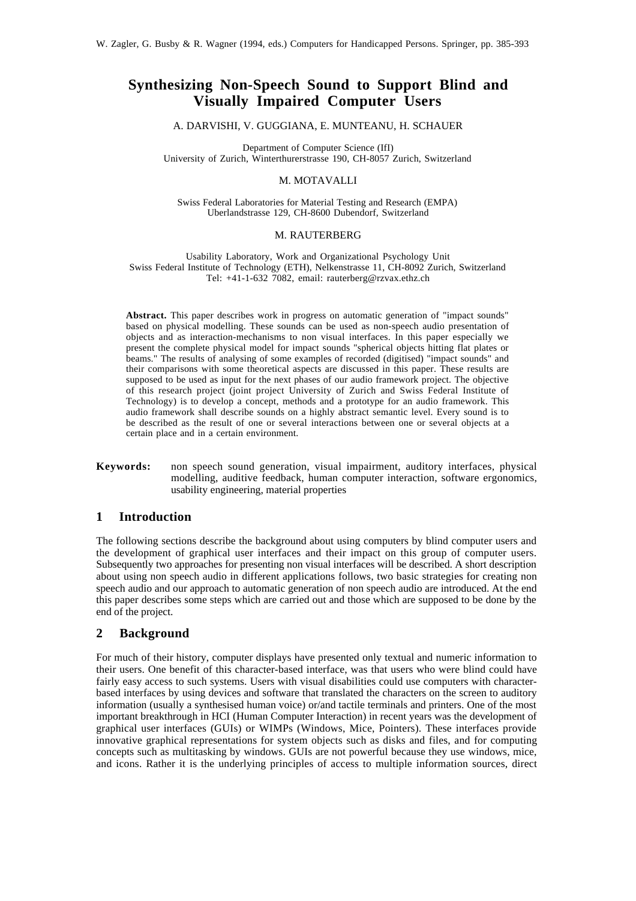W. Zagler, G. Busby & R. Wagner (1994, eds.) Computers for Handicapped Persons. Springer, pp. 385-393

# Synthesizing Non-Speech Sound to Support Blind and Visually Impaired Computer Users

A. DARVISHI, V. GUGGIANA, E. MUNTEANU, H. SCHAUER

Department of Computer Science (IfI)
University of Zurich, Winterthurerstrasse 190, CH-8057 Zurich, Switzerland

M. MOTAVALLI

Swiss Federal Laboratories for Material Testing and Research (EMPA)
Uberlandstrasse 129, CH-8600 Dubendorf, Switzerland

M. RAUTERBERG

Usability Laboratory, Work and Organizational Psychology Unit
Swiss Federal Institute of Technology (ETH), Nelkenstrasse 11, CH-8092 Zurich, Switzerland
Tel: +41-1-632 7082, email: rauterberg@rzvax.ethz.ch

**Abstract.** This paper describes work in progress on automatic generation of "impact sounds" based on physical modelling. These sounds can be used as non-speech audio presentation of objects and as interaction-mechanisms to non visual interfaces. In this paper especially we present the complete physical model for impact sounds "spherical objects hitting flat plates or beams." The results of analysing of some examples of recorded (digitised) "impact sounds" and their comparisons with some theoretical aspects are discussed in this paper. These results are supposed to be used as input for the next phases of our audio framework project. The objective of this research project (joint project University of Zurich and Swiss Federal Institute of Technology) is to develop a concept, methods and a prototype for an audio framework. This audio framework shall describe sounds on a highly abstract semantic level. Every sound is to be described as the result of one or several interactions between one or several objects at a certain place and in a certain environment.

**Keywords:** non speech sound generation, visual impairment, auditory interfaces, physical modelling, auditive feedback, human computer interaction, software ergonomics, usability engineering, material properties

## 1 Introduction

The following sections describe the background about using computers by blind computer users and the development of graphical user interfaces and their impact on this group of computer users. Subsequently two approaches for presenting non visual interfaces will be described. A short description about using non speech audio in different applications follows, two basic strategies for creating non speech audio and our approach to automatic generation of non speech audio are introduced. At the end this paper describes some steps which are carried out and those which are supposed to be done by the end of the project.

## 2 Background

For much of their history, computer displays have presented only textual and numeric information to their users. One benefit of this character-based interface, was that users who were blind could have fairly easy access to such systems. Users with visual disabilities could use computers with character-based interfaces by using devices and software that translated the characters on the screen to auditory information (usually a synthesised human voice) or/and tactile terminals and printers. One of the most important breakthrough in HCI (Human Computer Interaction) in recent years was the development of graphical user interfaces (GUIs) or WIMPs (Windows, Mice, Pointers). These interfaces provide innovative graphical representations for system objects such as disks and files, and for computing concepts such as multitasking by windows. GUIs are not powerful because they use windows, mice, and icons. Rather it is the underlying principles of access to multiple information sources, direct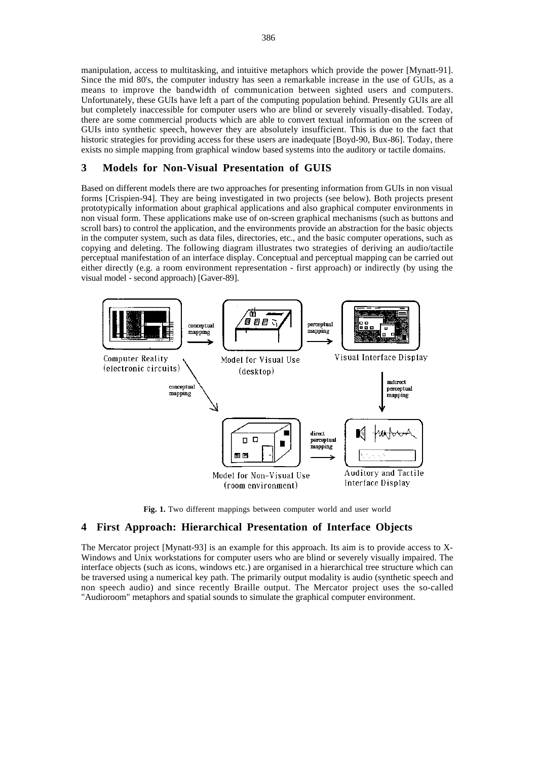manipulation, access to multitasking, and intuitive metaphors which provide the power [Mynatt-91]. Since the mid 80's, the computer industry has seen a remarkable increase in the use of GUIs, as a means to improve the bandwidth of communication between sighted users and computers. Unfortunately, these GUIs have left a part of the computing population behind. Presently GUIs are all but completely inaccessible for computer users who are blind or severely visually-disabled. Today, there are some commercial products which are able to convert textual information on the screen of GUIs into synthetic speech, however they are absolutely insufficient. This is due to the fact that historic strategies for providing access for these users are inadequate [Boyd-90, Bux-86]. Today, there exists no simple mapping from graphical window based systems into the auditory or tactile domains.

## 3 Models for Non-Visual Presentation of GUIS

Based on different models there are two approaches for presenting information from GUIs in non visual forms [Crispien-94]. They are being investigated in two projects (see below). Both projects present prototypically information about graphical applications and also graphical computer environments in non visual form. These applications make use of on-screen graphical mechanisms (such as buttons and scroll bars) to control the application, and the environments provide an abstraction for the basic objects in the computer system, such as data files, directories, etc., and the basic computer operations, such as copying and deleting. The following diagram illustrates two strategies of deriving an audio/tactile perceptual manifestation of an interface display. Conceptual and perceptual mapping can be carried out either directly (e.g. a room environment representation - first approach) or indirectly (by using the visual model - second approach) [Gaver-89].

**Fig. 1.** Two different mappings between computer world and user world

## 4 First Approach: Hierarchical Presentation of Interface Objects

The Mercator project [Mynatt-93] is an example for this approach. Its aim is to provide access to X-Windows and Unix workstations for computer users who are blind or severely visually impaired. The interface objects (such as icons, windows etc.) are organised in a hierarchical tree structure which can be traversed using a numerical key path. The primarily output modality is audio (synthetic speech and non speech audio) and since recently Braille output. The Mercator project uses the so-called "Audioroom" metaphors and spatial sounds to simulate the graphical computer environment.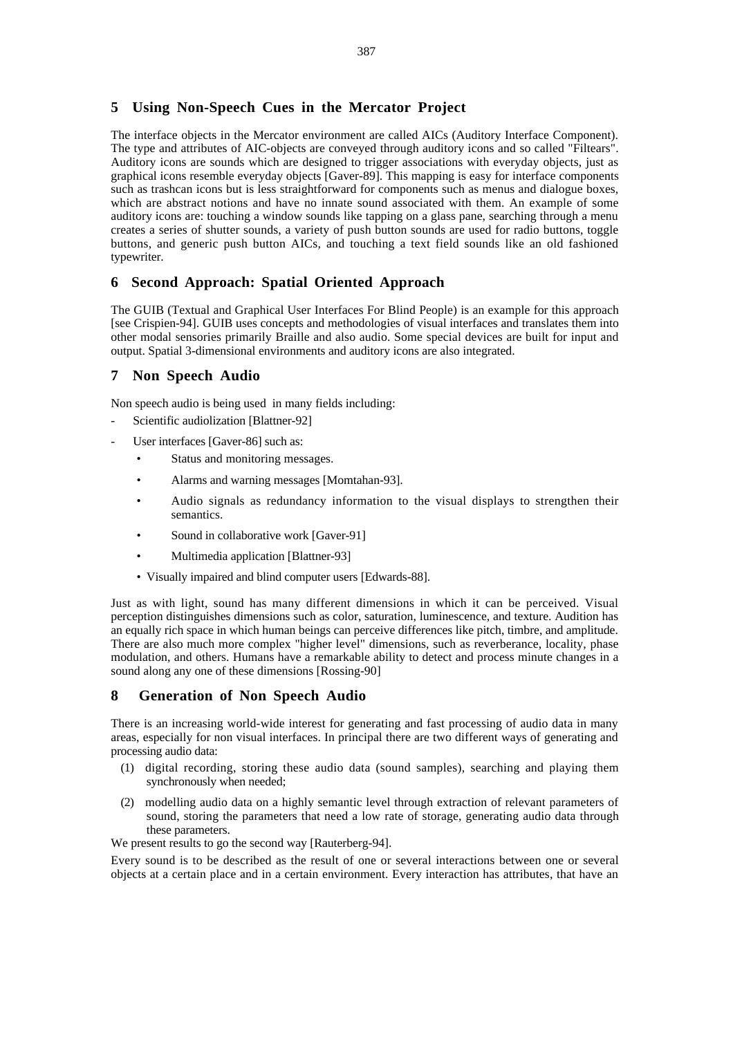## 5 Using Non-Speech Cues in the Mercator Project

The interface objects in the Mercator environment are called AICs (Auditory Interface Component). The type and attributes of AIC-objects are conveyed through auditory icons and so called "Filtears". Auditory icons are sounds which are designed to trigger associations with everyday objects, just as graphical icons resemble everyday objects [Gaver-89]. This mapping is easy for interface components such as trashcan icons but is less straightforward for components such as menus and dialogue boxes, which are abstract notions and have no innate sound associated with them. An example of some auditory icons are: touching a window sounds like tapping on a glass pane, searching through a menu creates a series of shutter sounds, a variety of push button sounds are used for radio buttons, toggle buttons, and generic push button AICs, and touching a text field sounds like an old fashioned typewriter.

## 6 Second Approach: Spatial Oriented Approach

The GUIB (Textual and Graphical User Interfaces For Blind People) is an example for this approach [see Crispien-94]. GUIB uses concepts and methodologies of visual interfaces and translates them into other modal sensories primarily Braille and also audio. Some special devices are built for input and output. Spatial 3-dimensional environments and auditory icons are also integrated.

## 7 Non Speech Audio

Non speech audio is being used in many fields including:

- Scientific audiolization [Blattner-92]
- User interfaces [Gaver-86] such as:
  - Status and monitoring messages.
  - Alarms and warning messages [Momtahan-93].
  - Audio signals as redundancy information to the visual displays to strengthen their semantics.
  - Sound in collaborative work [Gaver-91]
  - Multimedia application [Blattner-93]
  - Visually impaired and blind computer users [Edwards-88].

Just as with light, sound has many different dimensions in which it can be perceived. Visual perception distinguishes dimensions such as color, saturation, luminescence, and texture. Audition has an equally rich space in which human beings can perceive differences like pitch, timbre, and amplitude. There are also much more complex "higher level" dimensions, such as reverberance, locality, phase modulation, and others. Humans have a remarkable ability to detect and process minute changes in a sound along any one of these dimensions [Rossing-90]

## 8 Generation of Non Speech Audio

There is an increasing world-wide interest for generating and fast processing of audio data in many areas, especially for non visual interfaces. In principal there are two different ways of generating and processing audio data:

(1) digital recording, storing these audio data (sound samples), searching and playing them synchronously when needed;

(2) modelling audio data on a highly semantic level through extraction of relevant parameters of sound, storing the parameters that need a low rate of storage, generating audio data through these parameters.

We present results to go the second way [Rauterberg-94].

Every sound is to be described as the result of one or several interactions between one or several objects at a certain place and in a certain environment. Every interaction has attributes, that have an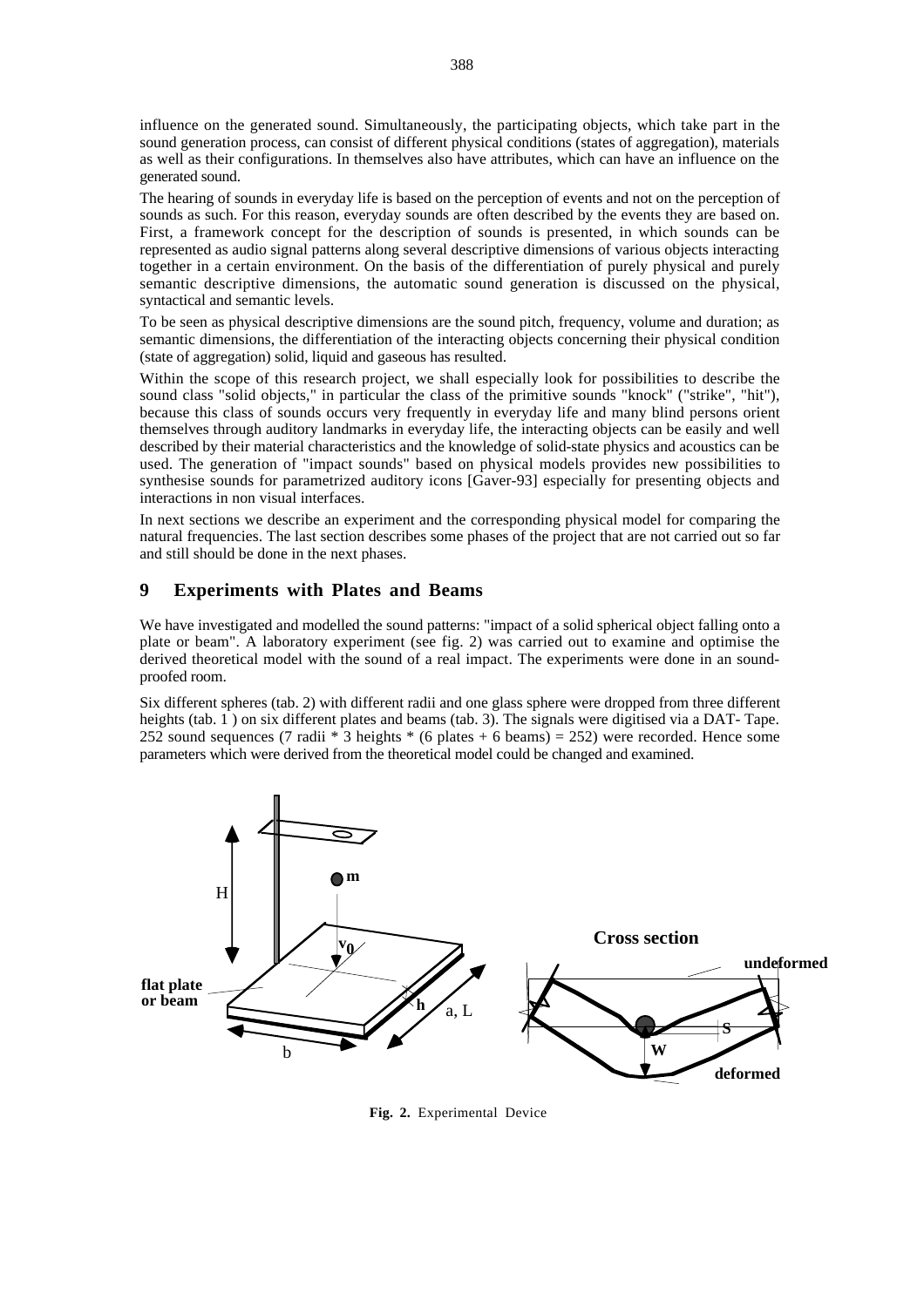influence on the generated sound. Simultaneously, the participating objects, which take part in the sound generation process, can consist of different physical conditions (states of aggregation), materials as well as their configurations. In themselves also have attributes, which can have an influence on the generated sound.

The hearing of sounds in everyday life is based on the perception of events and not on the perception of sounds as such. For this reason, everyday sounds are often described by the events they are based on. First, a framework concept for the description of sounds is presented, in which sounds can be represented as audio signal patterns along several descriptive dimensions of various objects interacting together in a certain environment. On the basis of the differentiation of purely physical and purely semantic descriptive dimensions, the automatic sound generation is discussed on the physical, syntactical and semantic levels.

To be seen as physical descriptive dimensions are the sound pitch, frequency, volume and duration; as semantic dimensions, the differentiation of the interacting objects concerning their physical condition (state of aggregation) solid, liquid and gaseous has resulted.

Within the scope of this research project, we shall especially look for possibilities to describe the sound class "solid objects," in particular the class of the primitive sounds "knock" ("strike", "hit"), because this class of sounds occurs very frequently in everyday life and many blind persons orient themselves through auditory landmarks in everyday life, the interacting objects can be easily and well described by their material characteristics and the knowledge of solid-state physics and acoustics can be used. The generation of "impact sounds" based on physical models provides new possibilities to synthesise sounds for parametrized auditory icons [Gaver-93] especially for presenting objects and interactions in non visual interfaces.

In next sections we describe an experiment and the corresponding physical model for comparing the natural frequencies. The last section describes some phases of the project that are not carried out so far and still should be done in the next phases.

## 9 Experiments with Plates and Beams

We have investigated and modelled the sound patterns: "impact of a solid spherical object falling onto a plate or beam". A laboratory experiment (see fig. 2) was carried out to examine and optimise the derived theoretical model with the sound of a real impact. The experiments were done in an sound-proofed room.

Six different spheres (tab. 2) with different radii and one glass sphere were dropped from three different heights (tab. 1 ) on six different plates and beams (tab. 3). The signals were digitised via a DAT- Tape. 252 sound sequences (7 radii * 3 heights * (6 plates + 6 beams) = 252) were recorded. Hence some parameters which were derived from the theoretical model could be changed and examined.

**Fig. 2.** Experimental Device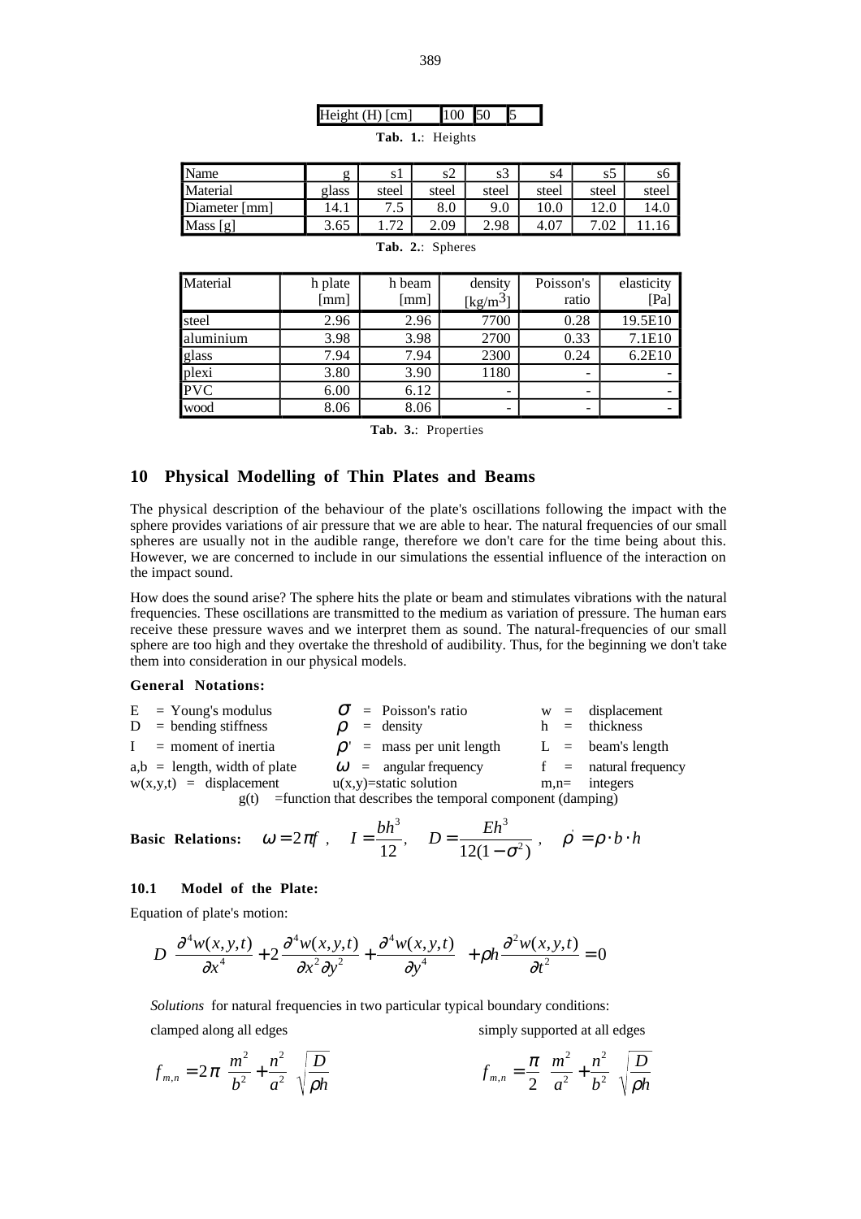| Height (H) [cm] | 100 | 50 | 5 |
|---|---|---|---|

**Tab. 1.**: Heights

| Name | g | s1 | s2 | s3 | s4 | s5 | s6 |
|---|---|---|---|---|---|---|---|
| Material | glass | steel | steel | steel | steel | steel | steel |
| Diameter [mm] | 14.1 | 7.5 | 8.0 | 9.0 | 10.0 | 12.0 | 14.0 |
| Mass [g] | 3.65 | 1.72 | 2.09 | 2.98 | 4.07 | 7.02 | 11.16 |

**Tab. 2.**: Spheres

| Material | h plate [mm] | h beam [mm] | density [kg/m$^3$] | Poisson's ratio | elasticity [Pa] |
|---|---|---|---|---|---|
| steel | 2.96 | 2.96 | 7700 | 0.28 | 19.5E10 |
| aluminium | 3.98 | 3.98 | 2700 | 0.33 | 7.1E10 |
| glass | 7.94 | 7.94 | 2300 | 0.24 | 6.2E10 |
| plexi | 3.80 | 3.90 | 1180 | - | - |
| PVC | 6.00 | 6.12 | - | - | - |
| wood | 8.06 | 8.06 | - | - | - |

**Tab. 3.**: Properties

## 10 Physical Modelling of Thin Plates and Beams

The physical description of the behaviour of the plate's oscillations following the impact with the sphere provides variations of air pressure that we are able to hear. The natural frequencies of our small spheres are usually not in the audible range, therefore we don't care for the time being about this. However, we are concerned to include in our simulations the essential influence of the interaction on the impact sound.

How does the sound arise? The sphere hits the plate or beam and stimulates vibrations with the natural frequencies. These oscillations are transmitted to the medium as variation of pressure. The human ears receive these pressure waves and we interpret them as sound. The natural-frequencies of our small sphere are too high and they overtake the threshold of audibility. Thus, for the beginning we don't take them into consideration in our physical models.

**General Notations:**

E = Young's modulus — $\sigma$ = Poisson's ratio — w = displacement
D = bending stiffness — $\rho$ = density — h = thickness
I = moment of inertia — $\rho'$ = mass per unit length — L = beam's length
a,b = length, width of plate — $\omega$ = angular frequency — f = natural frequency
w(x,y,t) = displacement — u(x,y)=static solution — m,n= integers
g(t) =function that describes the temporal component (damping)

**Basic Relations:** $\omega = 2\pi f$ , $I = \dfrac{bh^3}{12}$, $D = \dfrac{Eh^3}{12(1-\sigma^2)}$ , $\rho' = \rho \cdot b \cdot h$

### 10.1 Model of the Plate:

Equation of plate's motion:

$$D\left(\frac{\partial^4 w(x,y,t)}{\partial x^4} + 2\frac{\partial^4 w(x,y,t)}{\partial x^2 \partial y^2} + \frac{\partial^4 w(x,y,t)}{\partial y^4}\right) + \rho h \frac{\partial^2 w(x,y,t)}{\partial t^2} = 0$$

*Solutions* for natural frequencies in two particular typical boundary conditions:

clamped along all edges

$$f_{m,n} = 2\pi\left(\frac{m^2}{b^2} + \frac{n^2}{a^2}\right)\sqrt{\frac{D}{\rho h}}$$

simply supported at all edges

$$f_{m,n} = \frac{\pi}{2}\left(\frac{m^2}{a^2} + \frac{n^2}{b^2}\right)\sqrt{\frac{D}{\rho h}}$$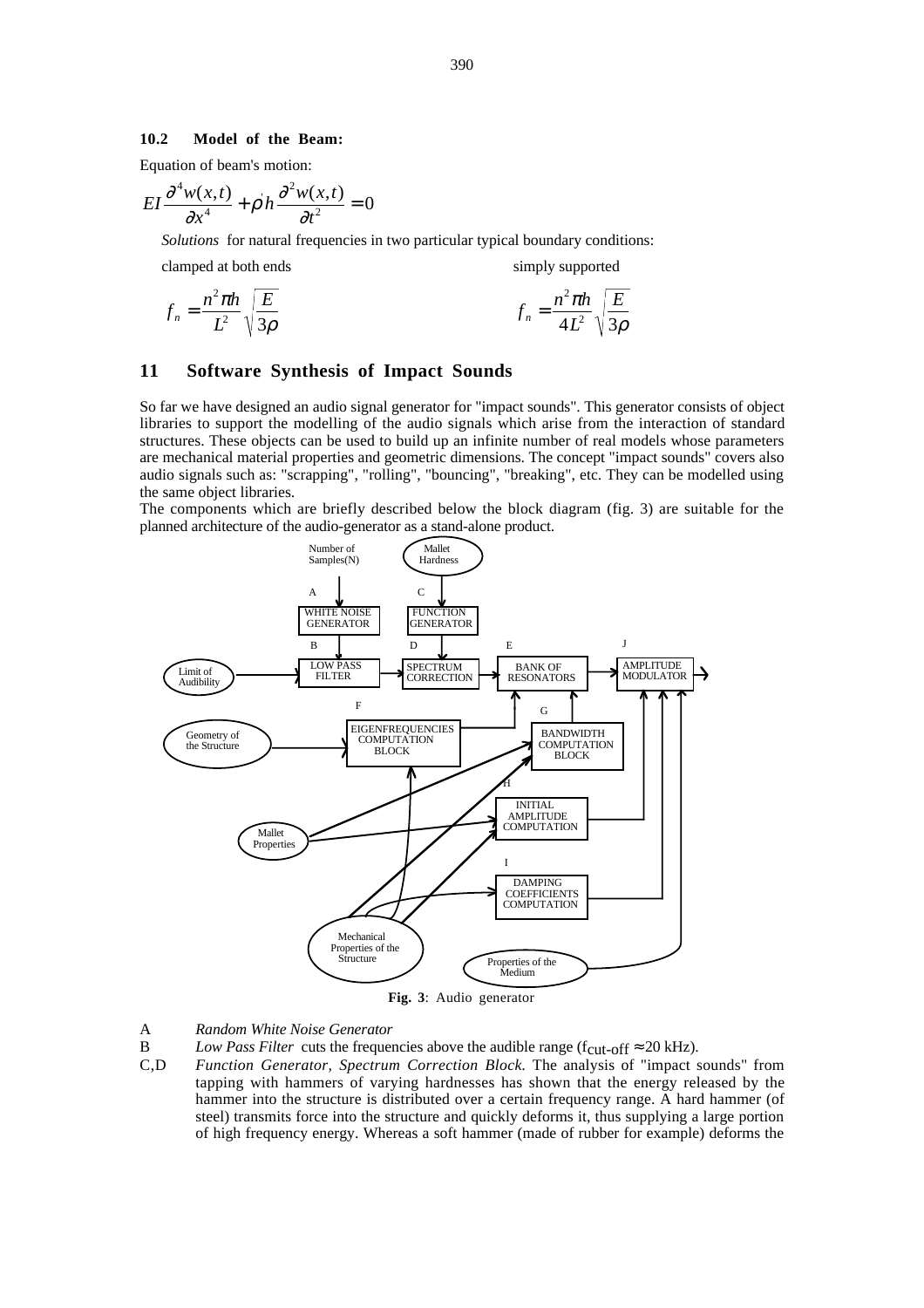### 10.2 Model of the Beam:

Equation of beam's motion:

$$EI\frac{\partial^4 w(x,t)}{\partial x^4} + \rho' h\frac{\partial^2 w(x,t)}{\partial t^2} = 0$$

*Solutions* for natural frequencies in two particular typical boundary conditions:

clamped at both ends

$$f_n = \frac{n^2 \pi h}{L^2}\sqrt{\frac{E}{3\rho}}$$

simply supported

$$f_n = \frac{n^2 \pi h}{4L^2}\sqrt{\frac{E}{3\rho}}$$

## 11 Software Synthesis of Impact Sounds

So far we have designed an audio signal generator for "impact sounds". This generator consists of object libraries to support the modelling of the audio signals which arise from the interaction of standard structures. These objects can be used to build up an infinite number of real models whose parameters are mechanical material properties and geometric dimensions. The concept "impact sounds" covers also audio signals such as: "scrapping", "rolling", "bouncing", "breaking", etc. They can be modelled using the same object libraries.

The components which are briefly described below the block diagram (fig. 3) are suitable for the planned architecture of the audio-generator as a stand-alone product.

**Fig. 3**: Audio generator

- A *Random White Noise Generator*
- B *Low Pass Filter* cuts the frequencies above the audible range ($f_{cut\text{-}off} \approx 20$ kHz).
- C,D *Function Generator, Spectrum Correction Block.* The analysis of "impact sounds" from tapping with hammers of varying hardnesses has shown that the energy released by the hammer into the structure is distributed over a certain frequency range. A hard hammer (of steel) transmits force into the structure and quickly deforms it, thus supplying a large portion of high frequency energy. Whereas a soft hammer (made of rubber for example) deforms the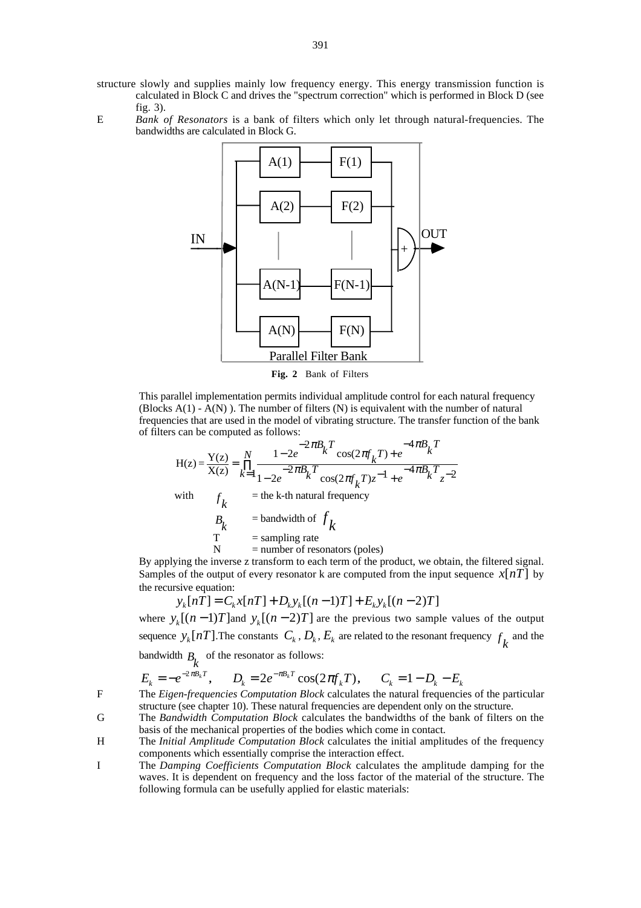structure slowly and supplies mainly low frequency energy. This energy transmission function is calculated in Block C and drives the "spectrum correction" which is performed in Block D (see fig. 3).

E *Bank of Resonators* is a bank of filters which only let through natural-frequencies. The bandwidths are calculated in Block G.

**Fig. 2** Bank of Filters

This parallel implementation permits individual amplitude control for each natural frequency (Blocks A(1) - A(N) ). The number of filters (N) is equivalent with the number of natural frequencies that are used in the model of vibrating structure. The transfer function of the bank of filters can be computed as follows:

$$\mathrm{H(z)} = \frac{\mathrm{Y(z)}}{\mathrm{X(z)}} = \prod_{k=1}^{N} \frac{1-2e^{-2\pi B_k T}\cos(2\pi f_k T) + e^{-4\pi B_k T}}{1-2e^{-2\pi B_k T}\cos(2\pi f_k T)z^{-1} + e^{-4\pi B_k T}z^{-2}}$$

with
- $f_k$ = the k-th natural frequency
- $B_k$ = bandwidth of $f_k$
- T = sampling rate
- N = number of resonators (poles)

By applying the inverse z transform to each term of the product, we obtain, the filtered signal. Samples of the output of every resonator k are computed from the input sequence $x[nT]$ by the recursive equation:

$$y_k[nT] = C_k x[nT] + D_k y_k[(n-1)T] + E_k y_k[(n-2)T]$$

where $y_k[(n-1)T]$ and $y_k[(n-2)T]$ are the previous two sample values of the output sequence $y_k[nT]$. The constants $C_k, D_k, E_k$ are related to the resonant frequency $f_k$ and the bandwidth $B_k$ of the resonator as follows:

$$E_k = -e^{-2\pi B_k T}, \qquad D_k = 2e^{-\pi B_k T}\cos(2\pi f_k T), \qquad C_k = 1 - D_k - E_k$$

F The *Eigen-frequencies Computation Block* calculates the natural frequencies of the particular structure (see chapter 10). These natural frequencies are dependent only on the structure.

G The *Bandwidth Computation Block* calculates the bandwidths of the bank of filters on the basis of the mechanical properties of the bodies which come in contact.

H The *Initial Amplitude Computation Block* calculates the initial amplitudes of the frequency components which essentially comprise the interaction effect.

I The *Damping Coefficients Computation Block* calculates the amplitude damping for the waves. It is dependent on frequency and the loss factor of the material of the structure. The following formula can be usefully applied for elastic materials: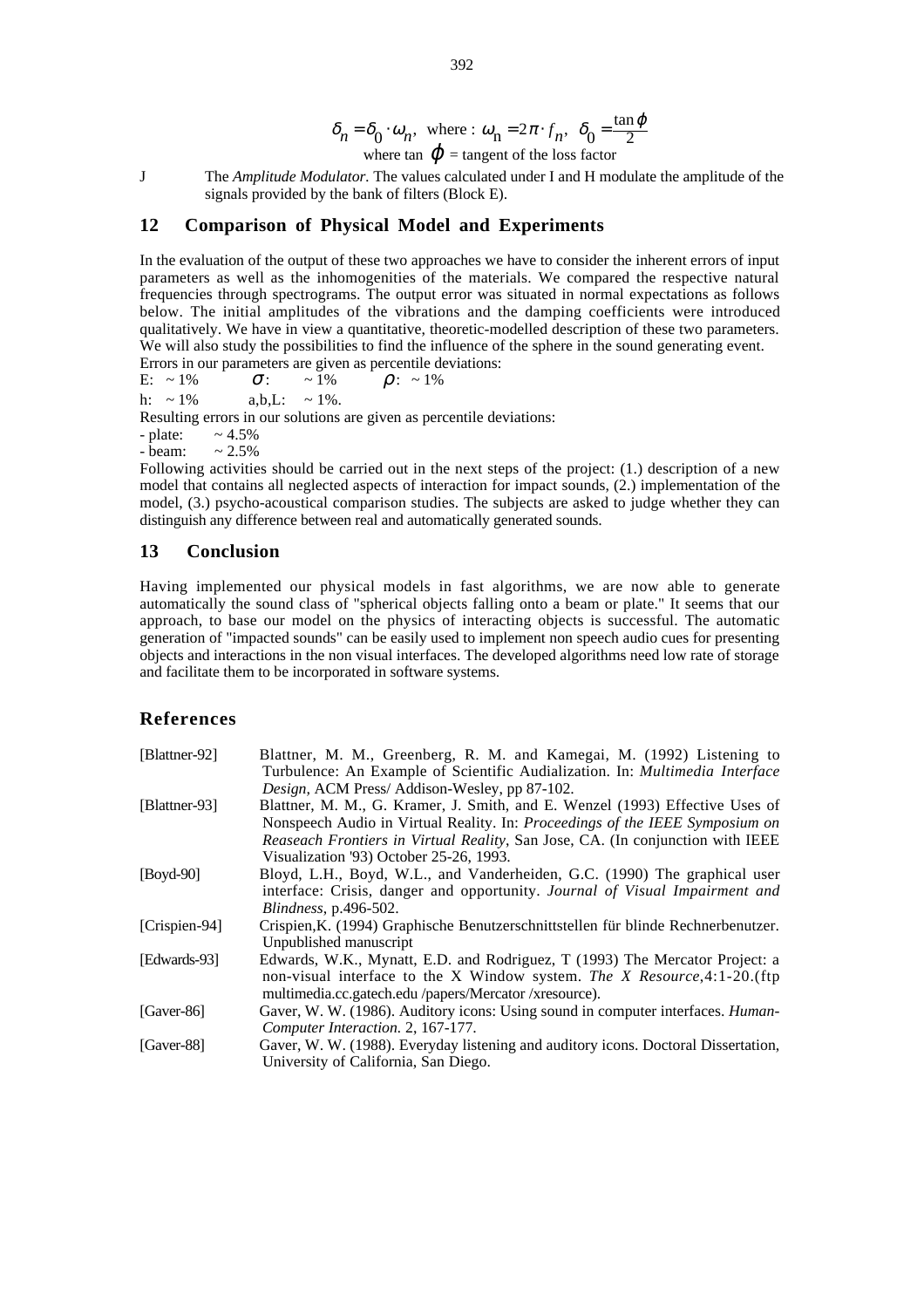$$\delta_n = \delta_0 \cdot \omega_n, \text{ where : } \omega_n = 2\pi \cdot f_n, \ \delta_0 = \frac{\tan\varphi}{2}$$

where tan $\varphi$ = tangent of the loss factor

J The *Amplitude Modulator.* The values calculated under I and H modulate the amplitude of the signals provided by the bank of filters (Block E).

## 12 Comparison of Physical Model and Experiments

In the evaluation of the output of these two approaches we have to consider the inherent errors of input parameters as well as the inhomogenities of the materials. We compared the respective natural frequencies through spectrograms. The output error was situated in normal expectations as follows below. The initial amplitudes of the vibrations and the damping coefficients were introduced qualitatively. We have in view a quantitative, theoretic-modelled description of these two parameters. We will also study the possibilities to find the influence of the sphere in the sound generating event.

Errors in our parameters are given as percentile deviations:

E: ~ 1% $\sigma$: ~ 1% $\rho$: ~ 1%

h: ~ 1% a,b,L: ~ 1%.

Resulting errors in our solutions are given as percentile deviations:

- plate: ~ 4.5%
- beam: ~ 2.5%

Following activities should be carried out in the next steps of the project: (1.) description of a new model that contains all neglected aspects of interaction for impact sounds, (2.) implementation of the model, (3.) psycho-acoustical comparison studies. The subjects are asked to judge whether they can distinguish any difference between real and automatically generated sounds.

## 13 Conclusion

Having implemented our physical models in fast algorithms, we are now able to generate automatically the sound class of "spherical objects falling onto a beam or plate." It seems that our approach, to base our model on the physics of interacting objects is successful. The automatic generation of "impacted sounds" can be easily used to implement non speech audio cues for presenting objects and interactions in the non visual interfaces. The developed algorithms need low rate of storage and facilitate them to be incorporated in software systems.

## References

[Blattner-92] Blattner, M. M., Greenberg, R. M. and Kamegai, M. (1992) Listening to Turbulence: An Example of Scientific Audialization. In: *Multimedia Interface Design*, ACM Press/ Addison-Wesley, pp 87-102.

[Blattner-93] Blattner, M. M., G. Kramer, J. Smith, and E. Wenzel (1993) Effective Uses of Nonspeech Audio in Virtual Reality. In: *Proceedings of the IEEE Symposium on Reaseach Frontiers in Virtual Reality*, San Jose, CA. (In conjunction with IEEE Visualization '93) October 25-26, 1993.

[Boyd-90] Bloyd, L.H., Boyd, W.L., and Vanderheiden, G.C. (1990) The graphical user interface: Crisis, danger and opportunity. *Journal of Visual Impairment and Blindness*, p.496-502.

[Crispien-94] Crispien,K. (1994) Graphische Benutzerschnittstellen für blinde Rechnerbenutzer. Unpublished manuscript

[Edwards-93] Edwards, W.K., Mynatt, E.D. and Rodriguez, T (1993) The Mercator Project: a non-visual interface to the X Window system. *The X Resource*,4:1-20.(ftp multimedia.cc.gatech.edu /papers/Mercator /xresource).

[Gaver-86] Gaver, W. W. (1986). Auditory icons: Using sound in computer interfaces. *Human-Computer Interaction*. 2, 167-177.

[Gaver-88] Gaver, W. W. (1988). Everyday listening and auditory icons. Doctoral Dissertation, University of California, San Diego.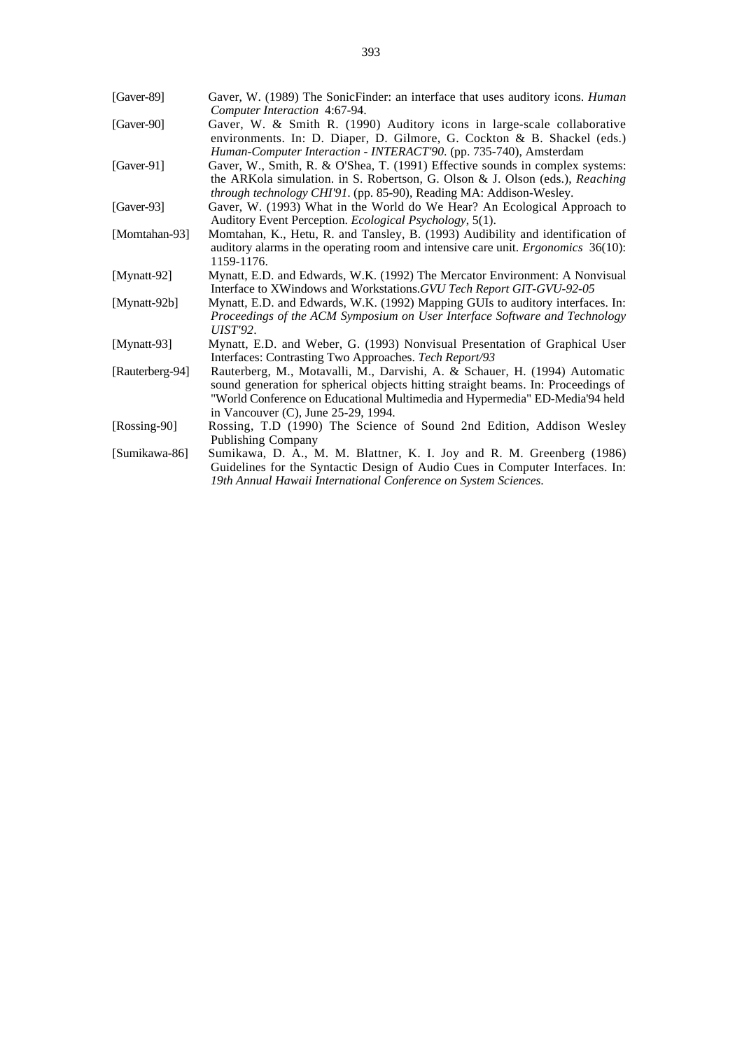[Gaver-89] Gaver, W. (1989) The SonicFinder: an interface that uses auditory icons. *Human Computer Interaction* 4:67-94.

[Gaver-90] Gaver, W. & Smith R. (1990) Auditory icons in large-scale collaborative environments. In: D. Diaper, D. Gilmore, G. Cockton & B. Shackel (eds.) *Human-Computer Interaction - INTERACT'90.* (pp. 735-740), Amsterdam

[Gaver-91] Gaver, W., Smith, R. & O'Shea, T. (1991) Effective sounds in complex systems: the ARKola simulation. in S. Robertson, G. Olson & J. Olson (eds.), *Reaching through technology CHI'91*. (pp. 85-90), Reading MA: Addison-Wesley.

[Gaver-93] Gaver, W. (1993) What in the World do We Hear? An Ecological Approach to Auditory Event Perception. *Ecological Psychology*, 5(1).

[Momtahan-93] Momtahan, K., Hetu, R. and Tansley, B. (1993) Audibility and identification of auditory alarms in the operating room and intensive care unit. *Ergonomics* 36(10): 1159-1176.

[Mynatt-92] Mynatt, E.D. and Edwards, W.K. (1992) The Mercator Environment: A Nonvisual Interface to XWindows and Workstations.*GVU Tech Report GIT-GVU-92-05*

[Mynatt-92b] Mynatt, E.D. and Edwards, W.K. (1992) Mapping GUIs to auditory interfaces. In: *Proceedings of the ACM Symposium on User Interface Software and Technology UIST'92*.

[Mynatt-93] Mynatt, E.D. and Weber, G. (1993) Nonvisual Presentation of Graphical User Interfaces: Contrasting Two Approaches. *Tech Report/93*

[Rauterberg-94] Rauterberg, M., Motavalli, M., Darvishi, A. & Schauer, H. (1994) Automatic sound generation for spherical objects hitting straight beams. In: Proceedings of "World Conference on Educational Multimedia and Hypermedia" ED-Media'94 held in Vancouver (C), June 25-29, 1994.

[Rossing-90] Rossing, T.D (1990) The Science of Sound 2nd Edition, Addison Wesley Publishing Company

[Sumikawa-86] Sumikawa, D. A., M. M. Blattner, K. I. Joy and R. M. Greenberg (1986) Guidelines for the Syntactic Design of Audio Cues in Computer Interfaces. In: *19th Annual Hawaii International Conference on System Sciences.*